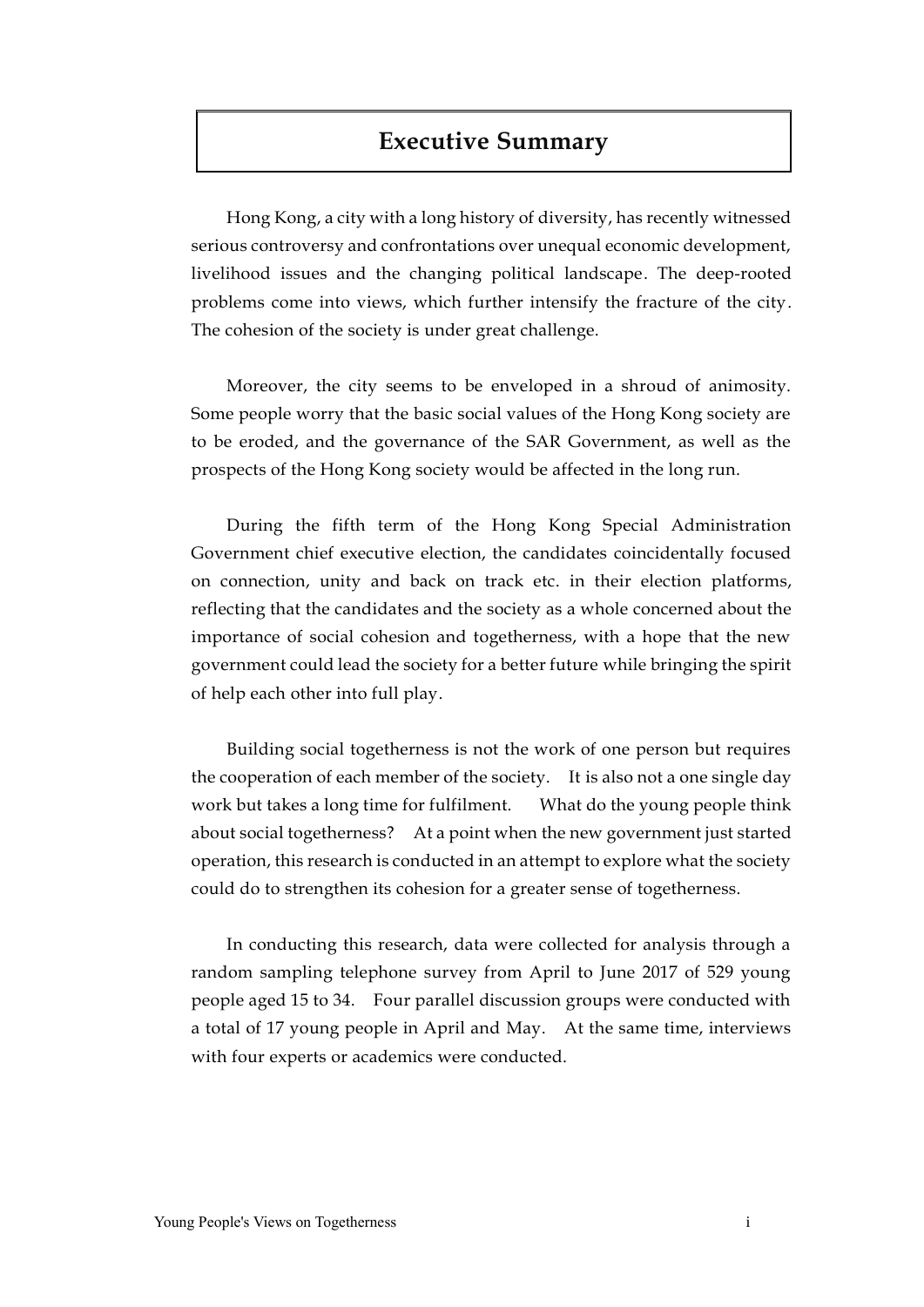# Executive Summary

Hong Kong, a city with a long history of diversity, has recently witnessed serious controversy and confrontations over unequal economic development, livelihood issues and the changing political landscape. The deep-rooted problems come into views, which further intensify the fracture of the city. The cohesion of the society is under great challenge.

Moreover, the city seems to be enveloped in a shroud of animosity. Some people worry that the basic social values of the Hong Kong society are to be eroded, and the governance of the SAR Government, as well as the prospects of the Hong Kong society would be affected in the long run.

During the fifth term of the Hong Kong Special Administration Government chief executive election, the candidates coincidentally focused on connection, unity and back on track etc. in their election platforms, reflecting that the candidates and the society as a whole concerned about the importance of social cohesion and togetherness, with a hope that the new government could lead the society for a better future while bringing the spirit of help each other into full play.

Building social togetherness is not the work of one person but requires the cooperation of each member of the society. It is also not a one single day work but takes a long time for fulfilment. What do the young people think about social togetherness? At a point when the new government just started operation, this research is conducted in an attempt to explore what the society could do to strengthen its cohesion for a greater sense of togetherness.

In conducting this research, data were collected for analysis through a random sampling telephone survey from April to June 2017 of 529 young people aged 15 to 34. Four parallel discussion groups were conducted with a total of 17 young people in April and May. At the same time, interviews with four experts or academics were conducted.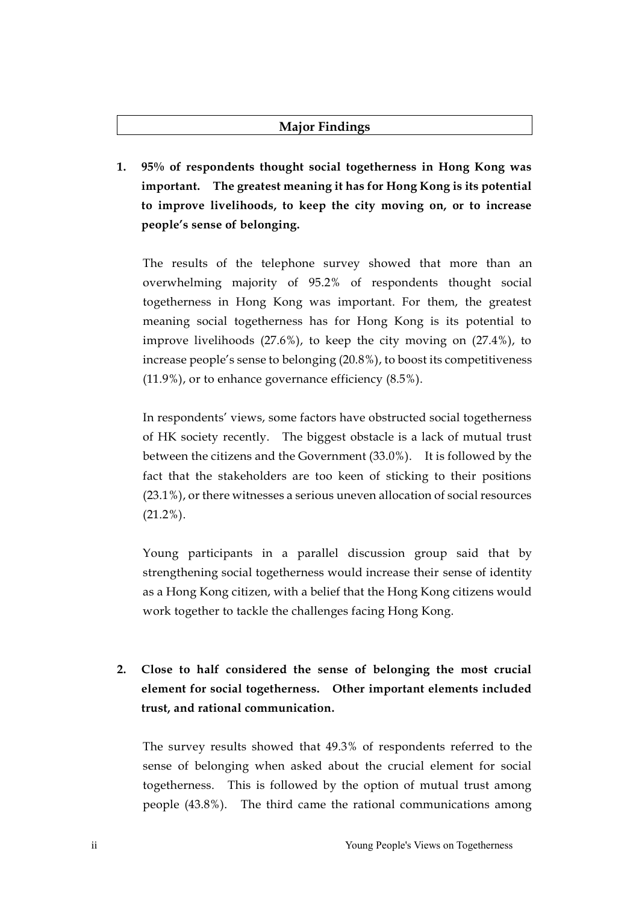## Major Findings

**1. 95% of respondents thought social togetherness in Hong Kong was important. The greatest meaning it has for Hong Kong is its potential to improve livelihoods, to keep the city moving on, or to increase people's sense of belonging.**

The results of the telephone survey showed that more than an overwhelming majority of 95.2% of respondents thought social togetherness in Hong Kong was important. For them, the greatest meaning social togetherness has for Hong Kong is its potential to improve livelihoods (27.6%), to keep the city moving on (27.4%), to increase people's sense to belonging (20.8%), to boost its competitiveness (11.9%), or to enhance governance efficiency (8.5%).

In respondents' views, some factors have obstructed social togetherness of HK society recently. The biggest obstacle is a lack of mutual trust between the citizens and the Government (33.0%). It is followed by the fact that the stakeholders are too keen of sticking to their positions (23.1%), or there witnesses a serious uneven allocation of social resources (21.2%).

Young participants in a parallel discussion group said that by strengthening social togetherness would increase their sense of identity as a Hong Kong citizen, with a belief that the Hong Kong citizens would work together to tackle the challenges facing Hong Kong.

**2. Close to half considered the sense of belonging the most crucial element for social togetherness. Other important elements included trust, and rational communication.**

The survey results showed that 49.3% of respondents referred to the sense of belonging when asked about the crucial element for social togetherness. This is followed by the option of mutual trust among people (43.8%). The third came the rational communications among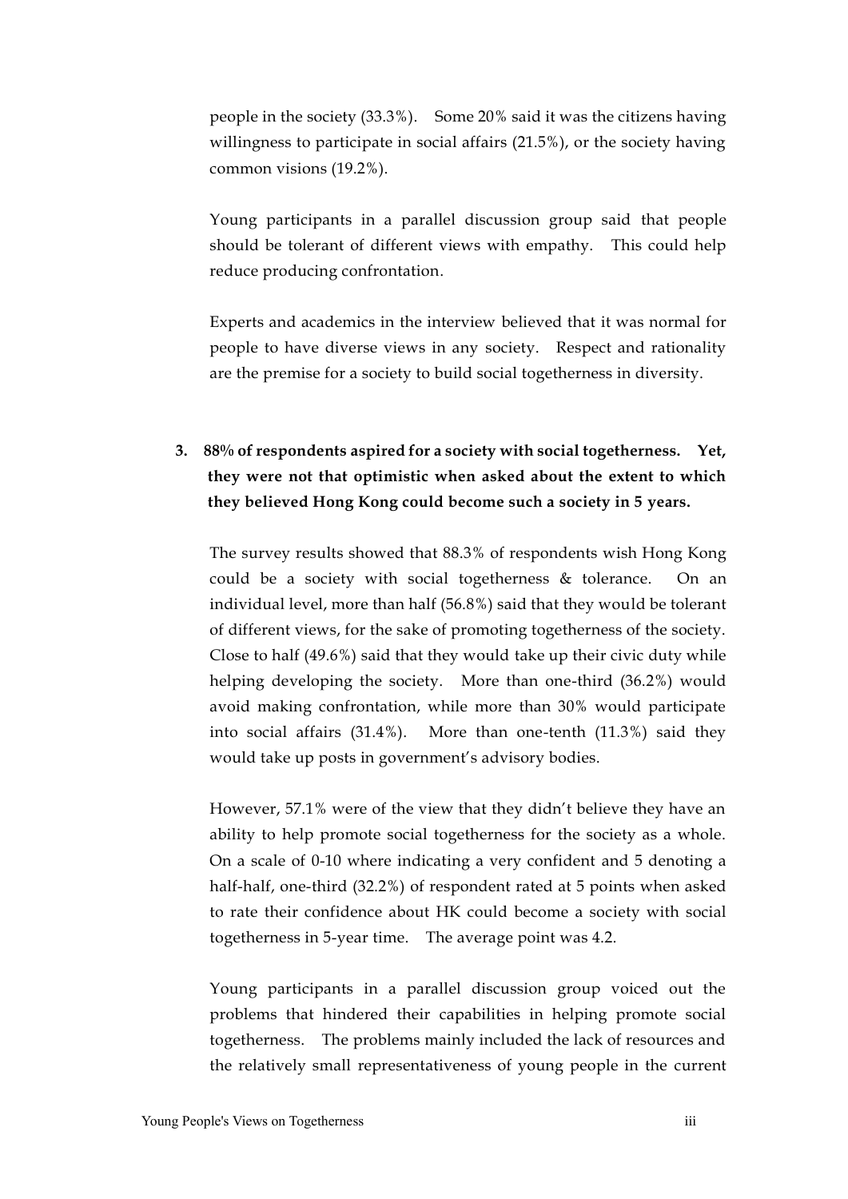people in the society (33.3%). Some 20% said it was the citizens having willingness to participate in social affairs (21.5%), or the society having common visions (19.2%).

Young participants in a parallel discussion group said that people should be tolerant of different views with empathy. This could help reduce producing confrontation.

Experts and academics in the interview believed that it was normal for people to have diverse views in any society. Respect and rationality are the premise for a society to build social togetherness in diversity.

**3. 88% of respondents aspired for a society with social togetherness. Yet, they were not that optimistic when asked about the extent to which they believed Hong Kong could become such a society in 5 years.**

The survey results showed that 88.3% of respondents wish Hong Kong could be a society with social togetherness & tolerance. On an individual level, more than half (56.8%) said that they would be tolerant of different views, for the sake of promoting togetherness of the society. Close to half (49.6%) said that they would take up their civic duty while helping developing the society. More than one-third (36.2%) would avoid making confrontation, while more than 30% would participate into social affairs (31.4%). More than one-tenth (11.3%) said they would take up posts in government's advisory bodies.

However, 57.1% were of the view that they didn't believe they have an ability to help promote social togetherness for the society as a whole. On a scale of 0-10 where indicating a very confident and 5 denoting a half-half, one-third (32.2%) of respondent rated at 5 points when asked to rate their confidence about HK could become a society with social togetherness in 5-year time. The average point was 4.2.

Young participants in a parallel discussion group voiced out the problems that hindered their capabilities in helping promote social togetherness. The problems mainly included the lack of resources and the relatively small representativeness of young people in the current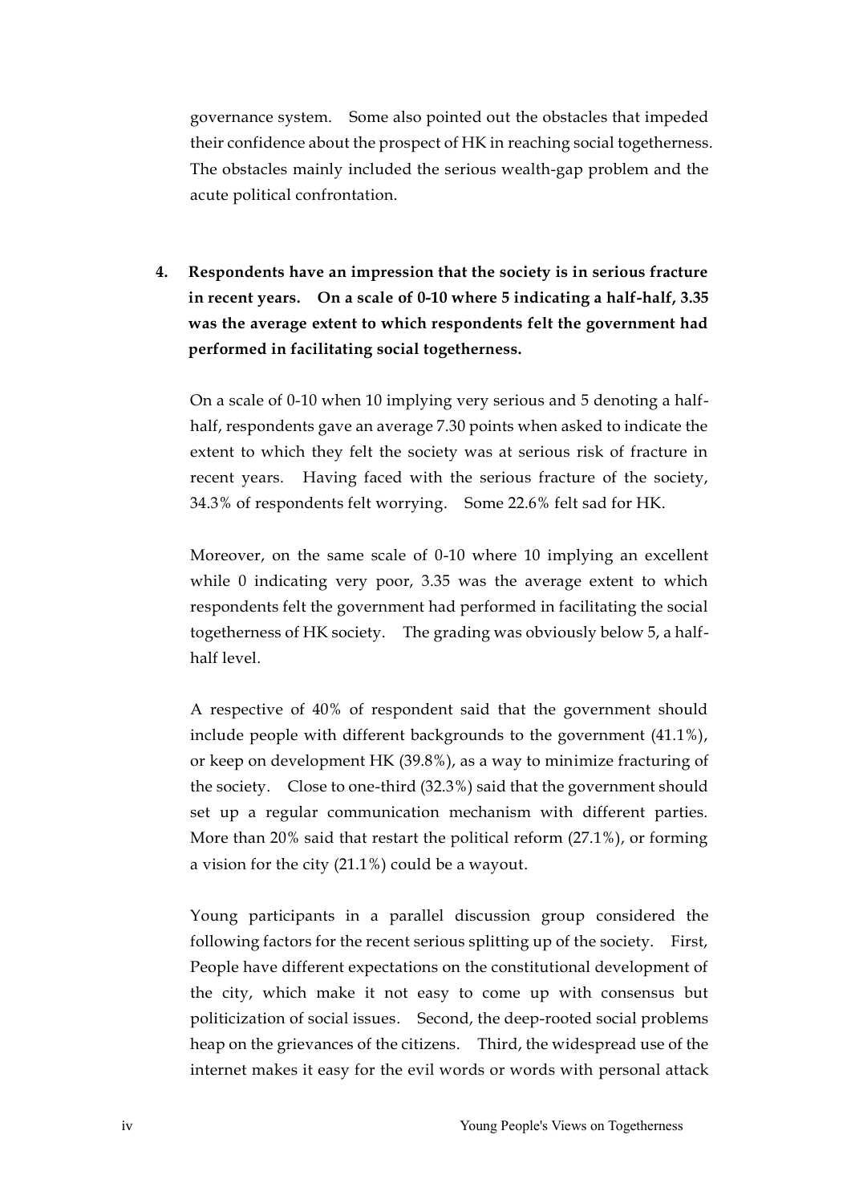governance system. Some also pointed out the obstacles that impeded their confidence about the prospect of HK in reaching social togetherness. The obstacles mainly included the serious wealth-gap problem and the acute political confrontation.

4. **Respondents have an impression that the society is in serious fracture in recent years. On a scale of 0-10 where 5 indicating a half-half, 3.35 was the average extent to which respondents felt the government had performed in facilitating social togetherness.**

   On a scale of 0-10 when 10 implying very serious and 5 denoting a half-half, respondents gave an average 7.30 points when asked to indicate the extent to which they felt the society was at serious risk of fracture in recent years. Having faced with the serious fracture of the society, 34.3% of respondents felt worrying. Some 22.6% felt sad for HK.

   Moreover, on the same scale of 0-10 where 10 implying an excellent while 0 indicating very poor, 3.35 was the average extent to which respondents felt the government had performed in facilitating the social togetherness of HK society. The grading was obviously below 5, a half-half level.

   A respective of 40% of respondent said that the government should include people with different backgrounds to the government (41.1%), or keep on development HK (39.8%), as a way to minimize fracturing of the society. Close to one-third (32.3%) said that the government should set up a regular communication mechanism with different parties. More than 20% said that restart the political reform (27.1%), or forming a vision for the city (21.1%) could be a wayout.

   Young participants in a parallel discussion group considered the following factors for the recent serious splitting up of the society. First, People have different expectations on the constitutional development of the city, which make it not easy to come up with consensus but politicization of social issues. Second, the deep-rooted social problems heap on the grievances of the citizens. Third, the widespread use of the internet makes it easy for the evil words or words with personal attack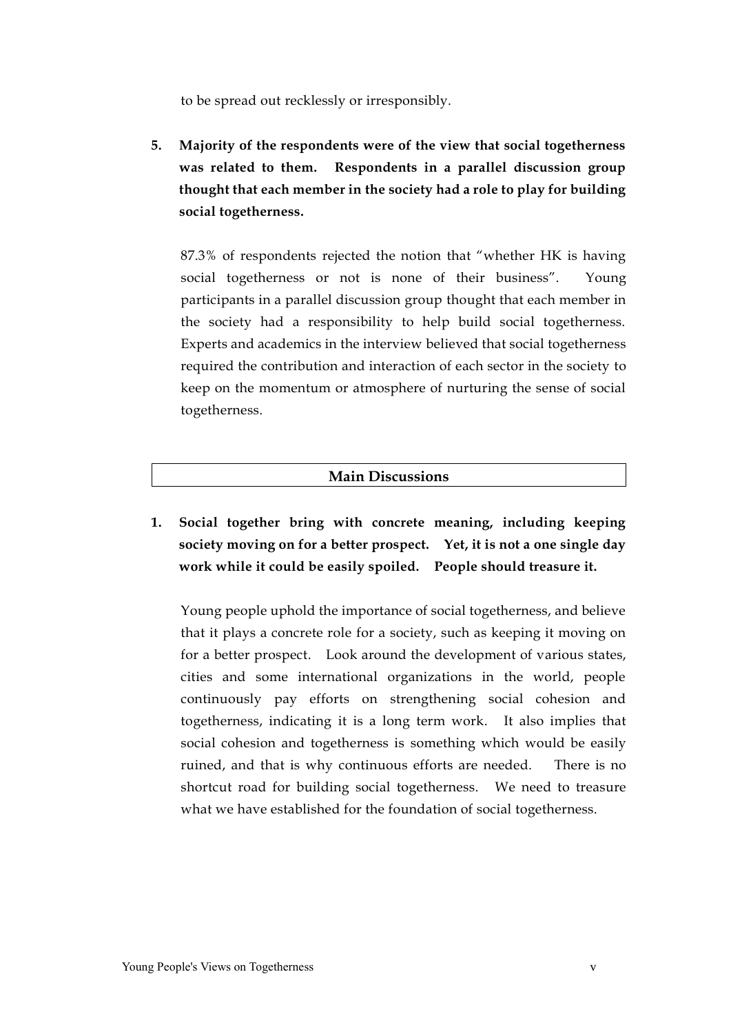to be spread out recklessly or irresponsibly.

5. **Majority of the respondents were of the view that social togetherness was related to them. Respondents in a parallel discussion group thought that each member in the society had a role to play for building social togetherness.**

   87.3% of respondents rejected the notion that "whether HK is having social togetherness or not is none of their business". Young participants in a parallel discussion group thought that each member in the society had a responsibility to help build social togetherness. Experts and academics in the interview believed that social togetherness required the contribution and interaction of each sector in the society to keep on the momentum or atmosphere of nurturing the sense of social togetherness.

## Main Discussions

1. **Social together bring with concrete meaning, including keeping society moving on for a better prospect. Yet, it is not a one single day work while it could be easily spoiled. People should treasure it.**

   Young people uphold the importance of social togetherness, and believe that it plays a concrete role for a society, such as keeping it moving on for a better prospect. Look around the development of various states, cities and some international organizations in the world, people continuously pay efforts on strengthening social cohesion and togetherness, indicating it is a long term work. It also implies that social cohesion and togetherness is something which would be easily ruined, and that is why continuous efforts are needed. There is no shortcut road for building social togetherness. We need to treasure what we have established for the foundation of social togetherness.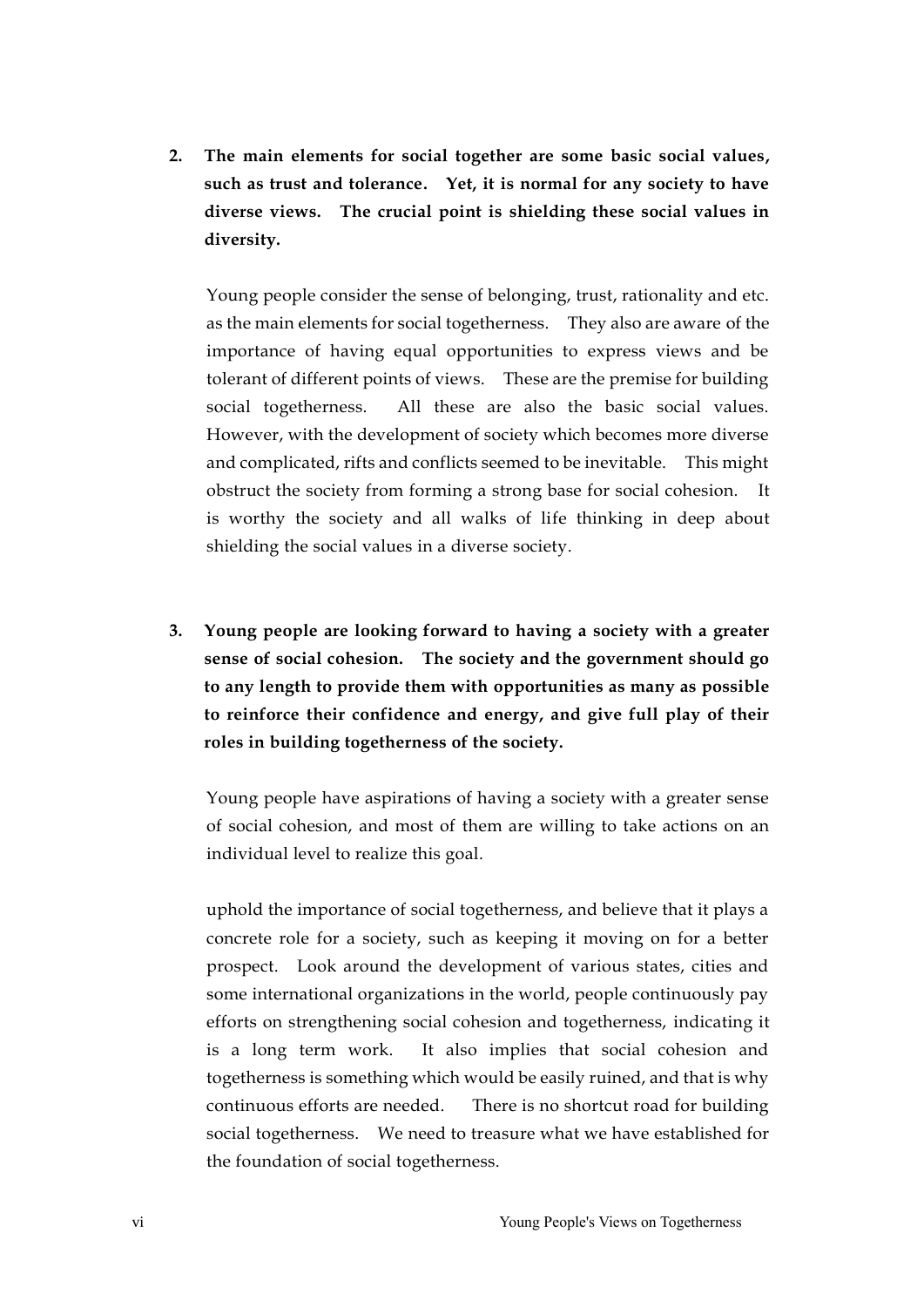2. **The main elements for social together are some basic social values, such as trust and tolerance. Yet, it is normal for any society to have diverse views. The crucial point is shielding these social values in diversity.**

   Young people consider the sense of belonging, trust, rationality and etc. as the main elements for social togetherness. They also are aware of the importance of having equal opportunities to express views and be tolerant of different points of views. These are the premise for building social togetherness. All these are also the basic social values. However, with the development of society which becomes more diverse and complicated, rifts and conflicts seemed to be inevitable. This might obstruct the society from forming a strong base for social cohesion. It is worthy the society and all walks of life thinking in deep about shielding the social values in a diverse society.

3. **Young people are looking forward to having a society with a greater sense of social cohesion. The society and the government should go to any length to provide them with opportunities as many as possible to reinforce their confidence and energy, and give full play of their roles in building togetherness of the society.**

   Young people have aspirations of having a society with a greater sense of social cohesion, and most of them are willing to take actions on an individual level to realize this goal.

   uphold the importance of social togetherness, and believe that it plays a concrete role for a society, such as keeping it moving on for a better prospect. Look around the development of various states, cities and some international organizations in the world, people continuously pay efforts on strengthening social cohesion and togetherness, indicating it is a long term work. It also implies that social cohesion and togetherness is something which would be easily ruined, and that is why continuous efforts are needed. There is no shortcut road for building social togetherness. We need to treasure what we have established for the foundation of social togetherness.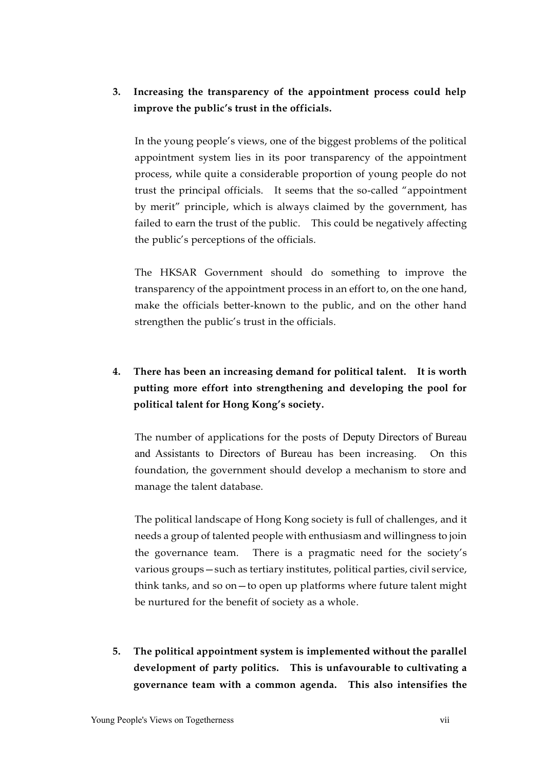3. **Increasing the transparency of the appointment process could help improve the public's trust in the officials.**

   In the young people's views, one of the biggest problems of the political appointment system lies in its poor transparency of the appointment process, while quite a considerable proportion of young people do not trust the principal officials. It seems that the so-called "appointment by merit" principle, which is always claimed by the government, has failed to earn the trust of the public. This could be negatively affecting the public's perceptions of the officials.

   The HKSAR Government should do something to improve the transparency of the appointment process in an effort to, on the one hand, make the officials better-known to the public, and on the other hand strengthen the public's trust in the officials.

4. **There has been an increasing demand for political talent. It is worth putting more effort into strengthening and developing the pool for political talent for Hong Kong's society.**

   The number of applications for the posts of Deputy Directors of Bureau and Assistants to Directors of Bureau has been increasing. On this foundation, the government should develop a mechanism to store and manage the talent database.

   The political landscape of Hong Kong society is full of challenges, and it needs a group of talented people with enthusiasm and willingness to join the governance team. There is a pragmatic need for the society's various groups—such as tertiary institutes, political parties, civil service, think tanks, and so on—to open up platforms where future talent might be nurtured for the benefit of society as a whole.

5. **The political appointment system is implemented without the parallel development of party politics. This is unfavourable to cultivating a governance team with a common agenda. This also intensifies the**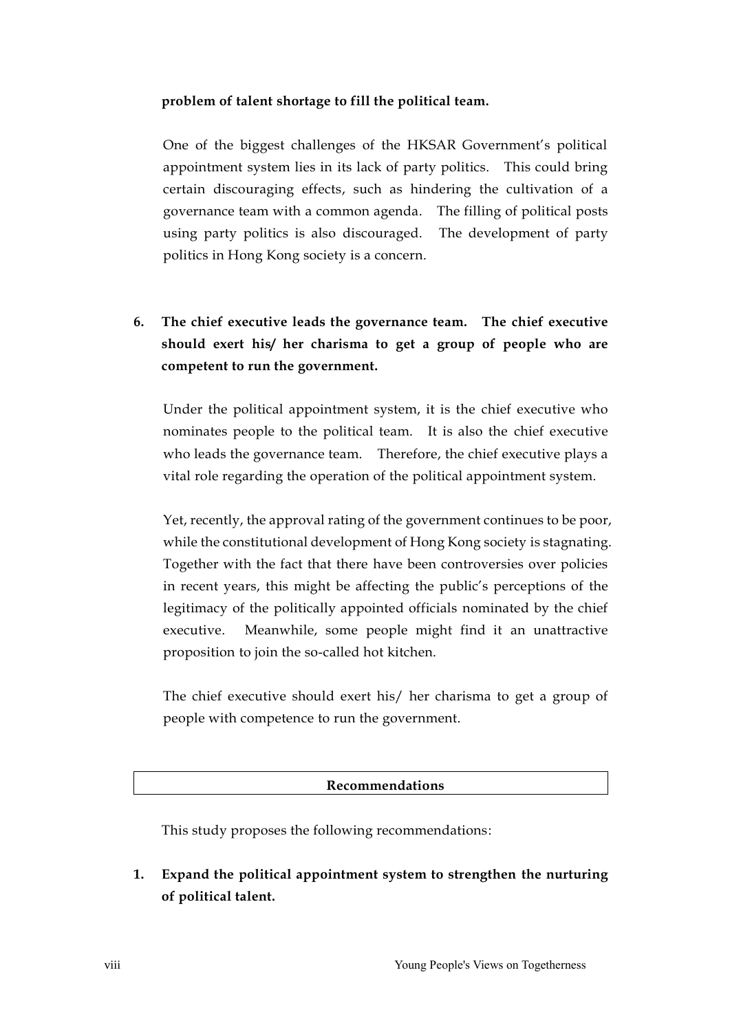**problem of talent shortage to fill the political team.**

One of the biggest challenges of the HKSAR Government's political appointment system lies in its lack of party politics. This could bring certain discouraging effects, such as hindering the cultivation of a governance team with a common agenda. The filling of political posts using party politics is also discouraged. The development of party politics in Hong Kong society is a concern.

6. **The chief executive leads the governance team. The chief executive should exert his/ her charisma to get a group of people who are competent to run the government.**

Under the political appointment system, it is the chief executive who nominates people to the political team. It is also the chief executive who leads the governance team. Therefore, the chief executive plays a vital role regarding the operation of the political appointment system.

Yet, recently, the approval rating of the government continues to be poor, while the constitutional development of Hong Kong society is stagnating. Together with the fact that there have been controversies over policies in recent years, this might be affecting the public's perceptions of the legitimacy of the politically appointed officials nominated by the chief executive. Meanwhile, some people might find it an unattractive proposition to join the so-called hot kitchen.

The chief executive should exert his/ her charisma to get a group of people with competence to run the government.

## Recommendations

This study proposes the following recommendations:

1. **Expand the political appointment system to strengthen the nurturing of political talent.**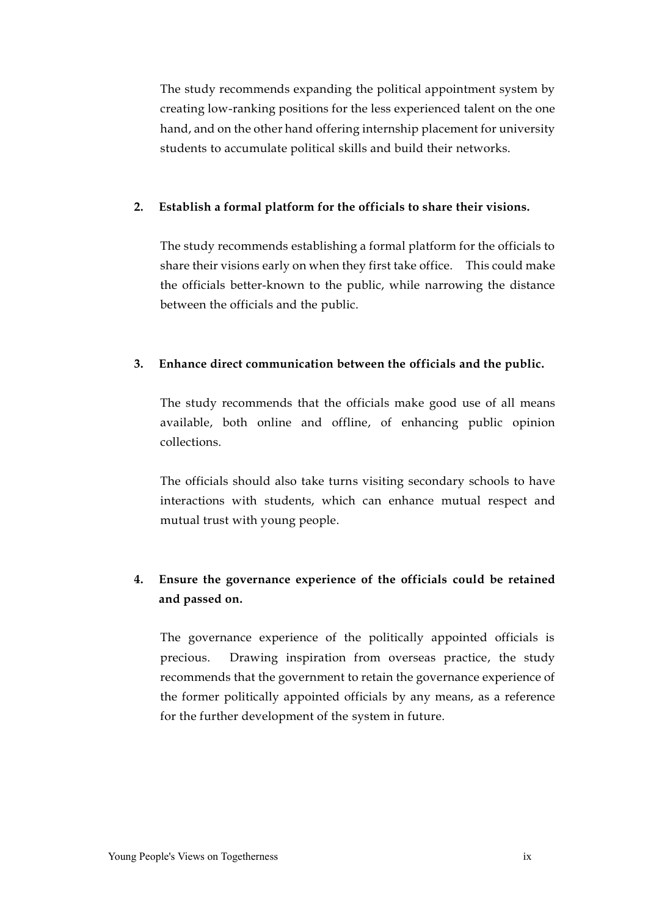The study recommends expanding the political appointment system by creating low-ranking positions for the less experienced talent on the one hand, and on the other hand offering internship placement for university students to accumulate political skills and build their networks.

**2. Establish a formal platform for the officials to share their visions.**

The study recommends establishing a formal platform for the officials to share their visions early on when they first take office. This could make the officials better-known to the public, while narrowing the distance between the officials and the public.

**3. Enhance direct communication between the officials and the public.**

The study recommends that the officials make good use of all means available, both online and offline, of enhancing public opinion collections.

The officials should also take turns visiting secondary schools to have interactions with students, which can enhance mutual respect and mutual trust with young people.

**4. Ensure the governance experience of the officials could be retained and passed on.**

The governance experience of the politically appointed officials is precious. Drawing inspiration from overseas practice, the study recommends that the government to retain the governance experience of the former politically appointed officials by any means, as a reference for the further development of the system in future.